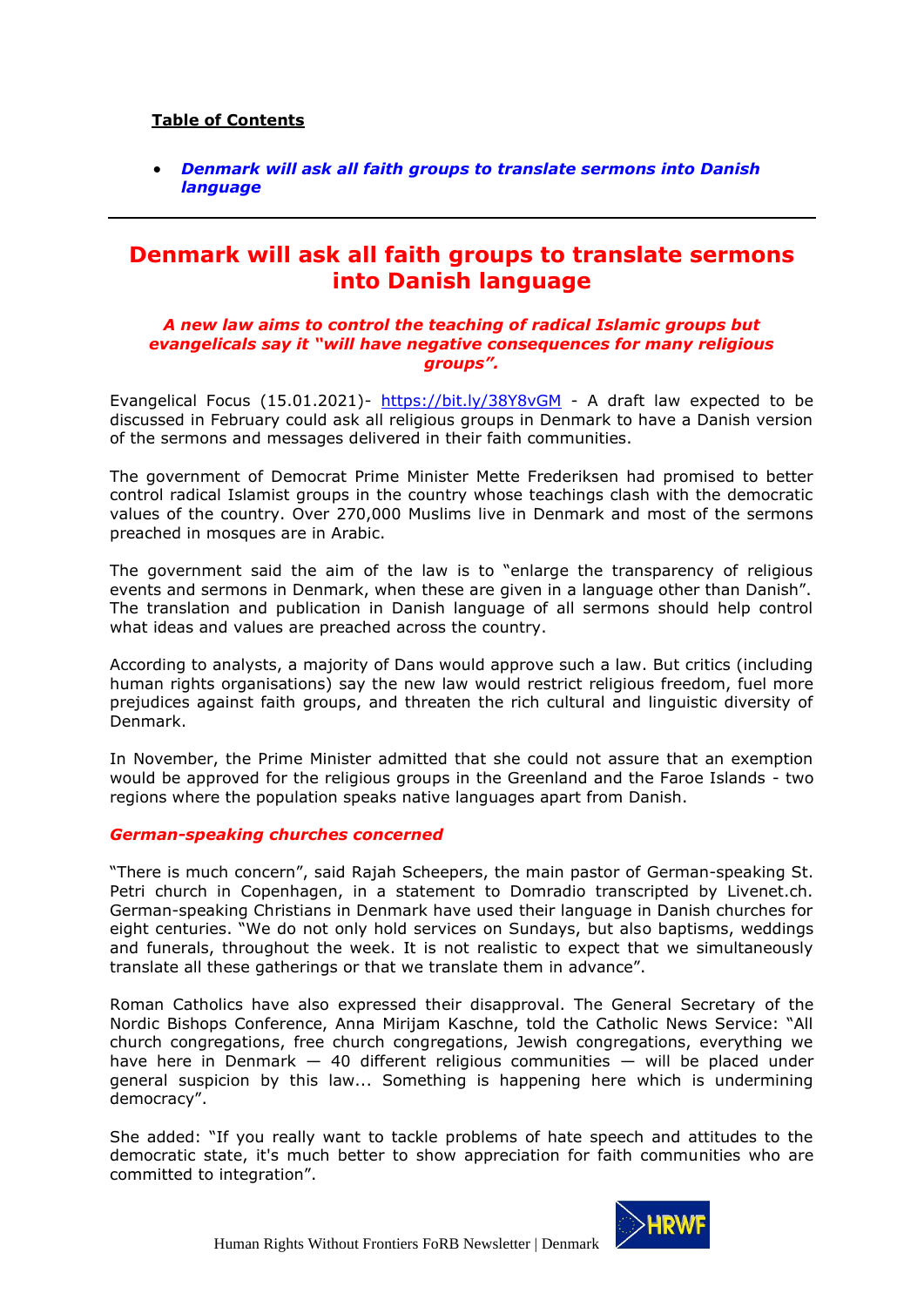**Table of Contents**

- ***Denmark will ask all faith groups to translate sermons into Danish language***

---

# Denmark will ask all faith groups to translate sermons into Danish language

***A new law aims to control the teaching of radical Islamic groups but evangelicals say it "will have negative consequences for many religious groups".***

Evangelical Focus (15.01.2021)- https://bit.ly/38Y8vGM - A draft law expected to be discussed in February could ask all religious groups in Denmark to have a Danish version of the sermons and messages delivered in their faith communities.

The government of Democrat Prime Minister Mette Frederiksen had promised to better control radical Islamist groups in the country whose teachings clash with the democratic values of the country. Over 270,000 Muslims live in Denmark and most of the sermons preached in mosques are in Arabic.

The government said the aim of the law is to "enlarge the transparency of religious events and sermons in Denmark, when these are given in a language other than Danish". The translation and publication in Danish language of all sermons should help control what ideas and values are preached across the country.

According to analysts, a majority of Dans would approve such a law. But critics (including human rights organisations) say the new law would restrict religious freedom, fuel more prejudices against faith groups, and threaten the rich cultural and linguistic diversity of Denmark.

In November, the Prime Minister admitted that she could not assure that an exemption would be approved for the religious groups in the Greenland and the Faroe Islands - two regions where the population speaks native languages apart from Danish.

### *German-speaking churches concerned*

"There is much concern", said Rajah Scheepers, the main pastor of German-speaking St. Petri church in Copenhagen, in a statement to Domradio transcripted by Livenet.ch. German-speaking Christians in Denmark have used their language in Danish churches for eight centuries. "We do not only hold services on Sundays, but also baptisms, weddings and funerals, throughout the week. It is not realistic to expect that we simultaneously translate all these gatherings or that we translate them in advance".

Roman Catholics have also expressed their disapproval. The General Secretary of the Nordic Bishops Conference, Anna Mirijam Kaschne, told the Catholic News Service: "All church congregations, free church congregations, Jewish congregations, everything we have here in Denmark — 40 different religious communities — will be placed under general suspicion by this law... Something is happening here which is undermining democracy".

She added: "If you really want to tackle problems of hate speech and attitudes to the democratic state, it's much better to show appreciation for faith communities who are committed to integration".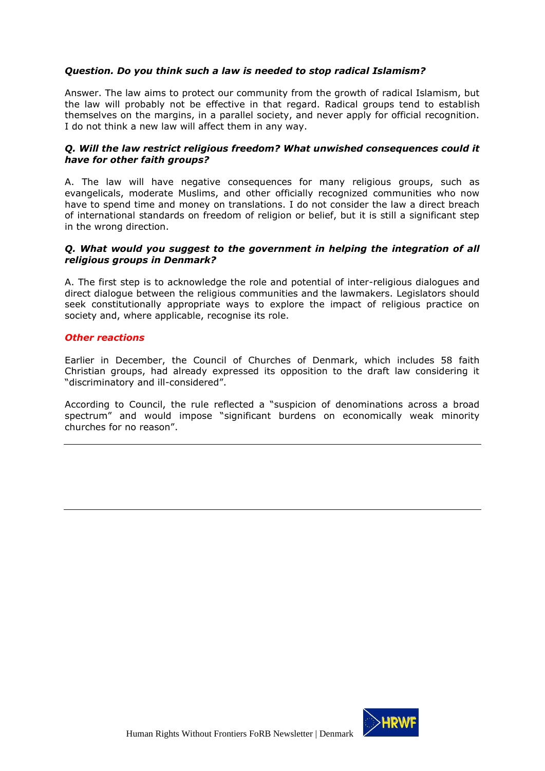***Question. Do you think such a law is needed to stop radical Islamism?***

Answer. The law aims to protect our community from the growth of radical Islamism, but the law will probably not be effective in that regard. Radical groups tend to establish themselves on the margins, in a parallel society, and never apply for official recognition. I do not think a new law will affect them in any way.

***Q. Will the law restrict religious freedom? What unwished consequences could it have for other faith groups?***

A. The law will have negative consequences for many religious groups, such as evangelicals, moderate Muslims, and other officially recognized communities who now have to spend time and money on translations. I do not consider the law a direct breach of international standards on freedom of religion or belief, but it is still a significant step in the wrong direction.

***Q. What would you suggest to the government in helping the integration of all religious groups in Denmark?***

A. The first step is to acknowledge the role and potential of inter-religious dialogues and direct dialogue between the religious communities and the lawmakers. Legislators should seek constitutionally appropriate ways to explore the impact of religious practice on society and, where applicable, recognise its role.

***Other reactions***

Earlier in December, the Council of Churches of Denmark, which includes 58 faith Christian groups, had already expressed its opposition to the draft law considering it "discriminatory and ill-considered".

According to Council, the rule reflected a "suspicion of denominations across a broad spectrum" and would impose "significant burdens on economically weak minority churches for no reason".